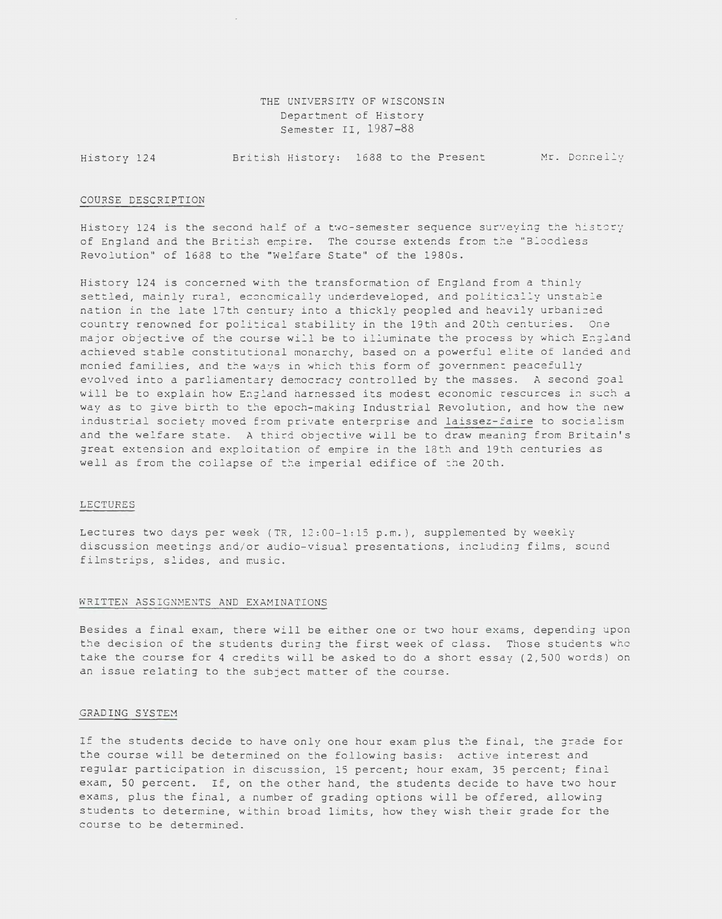THE UNIVERSITY OF WISCONSIN
Department of History
Semester II, 1987-88

History 124 British History: 1688 to the Present Mr. Donnelly

## COURSE DESCRIPTION

History 124 is the second half of a two-semester sequence surveying the history of England and the British empire. The course extends from the "Bloodless Revolution" of 1688 to the "Welfare State" of the 1980s.

History 124 is concerned with the transformation of England from a thinly settled, mainly rural, economically underdeveloped, and politically unstable nation in the late 17th century into a thickly peopled and heavily urbanized country renowned for political stability in the 19th and 20th centuries. One major objective of the course will be to illuminate the process by which England achieved stable constitutional monarchy, based on a powerful elite of landed and monied families, and the ways in which this form of government peacefully evolved into a parliamentary democracy controlled by the masses. A second goal will be to explain how England harnessed its modest economic resources in such a way as to give birth to the epoch-making Industrial Revolution, and how the new industrial society moved from private enterprise and laissez-faire to socialism and the welfare state. A third objective will be to draw meaning from Britain's great extension and exploitation of empire in the 18th and 19th centuries as well as from the collapse of the imperial edifice of the 20th.

## LECTURES

Lectures two days per week (TR, 12:00-1:15 p.m.), supplemented by weekly discussion meetings and/or audio-visual presentations, including films, sound filmstrips, slides, and music.

## WRITTEN ASSIGNMENTS AND EXAMINATIONS

Besides a final exam, there will be either one or two hour exams, depending upon the decision of the students during the first week of class. Those students who take the course for 4 credits will be asked to do a short essay (2,500 words) on an issue relating to the subject matter of the course.

## GRADING SYSTEM

If the students decide to have only one hour exam plus the final, the grade for the course will be determined on the following basis: active interest and regular participation in discussion, 15 percent; hour exam, 35 percent; final exam, 50 percent. If, on the other hand, the students decide to have two hour exams, plus the final, a number of grading options will be offered, allowing students to determine, within broad limits, how they wish their grade for the course to be determined.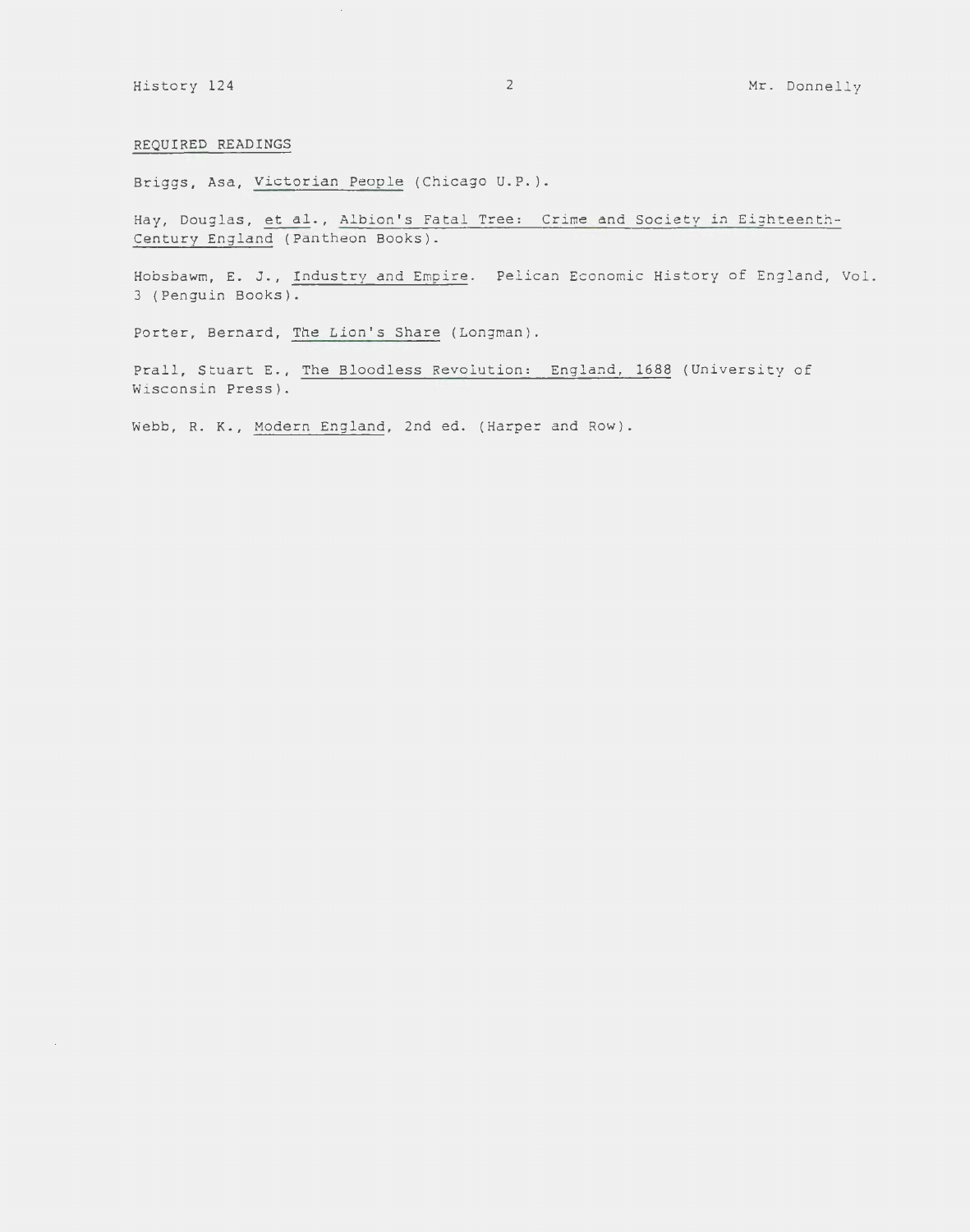## REQUIRED READINGS

Briggs, Asa, Victorian People (Chicago U.P.).

Hay, Douglas, et al., Albion's Fatal Tree: Crime and Society in Eighteenth-Century England (Pantheon Books).

Hobsbawm, E. J., Industry and Empire. Pelican Economic History of England, Vol. 3 (Penguin Books).

Porter, Bernard, The Lion's Share (Longman).

Prall, Stuart E., The Bloodless Revolution: England, 1688 (University of Wisconsin Press).

Webb, R. K., Modern England, 2nd ed. (Harper and Row).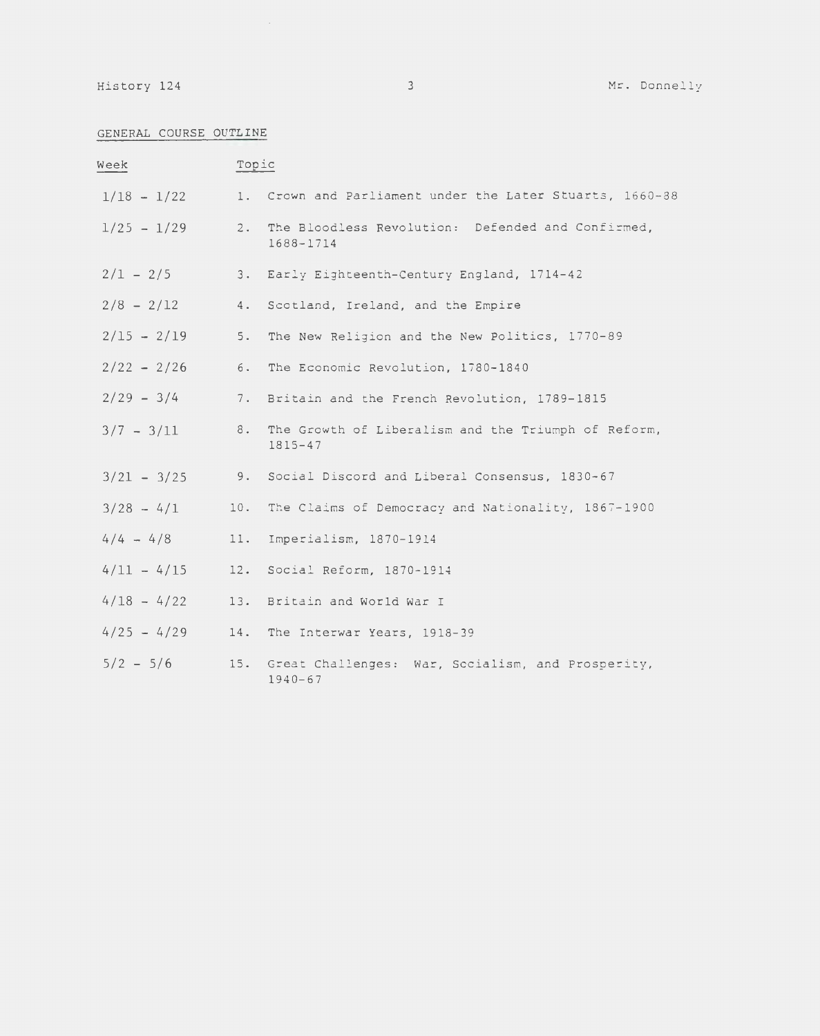## GENERAL COURSE OUTLINE

| Week | Topic |
| --- | --- |
| 1/18 - 1/22 | 1. Crown and Parliament under the Later Stuarts, 1660-88 |
| 1/25 - 1/29 | 2. The Bloodless Revolution: Defended and Confirmed, 1688-1714 |
| 2/1 - 2/5 | 3. Early Eighteenth-Century England, 1714-42 |
| 2/8 - 2/12 | 4. Scotland, Ireland, and the Empire |
| 2/15 - 2/19 | 5. The New Religion and the New Politics, 1770-89 |
| 2/22 - 2/26 | 6. The Economic Revolution, 1780-1840 |
| 2/29 - 3/4 | 7. Britain and the French Revolution, 1789-1815 |
| 3/7 - 3/11 | 8. The Growth of Liberalism and the Triumph of Reform, 1815-47 |
| 3/21 - 3/25 | 9. Social Discord and Liberal Consensus, 1830-67 |
| 3/28 - 4/1 | 10. The Claims of Democracy and Nationality, 1867-1900 |
| 4/4 - 4/8 | 11. Imperialism, 1870-1914 |
| 4/11 - 4/15 | 12. Social Reform, 1870-1914 |
| 4/18 - 4/22 | 13. Britain and World War I |
| 4/25 - 4/29 | 14. The Interwar Years, 1918-39 |
| 5/2 - 5/6 | 15. Great Challenges: War, Socialism, and Prosperity, 1940-67 |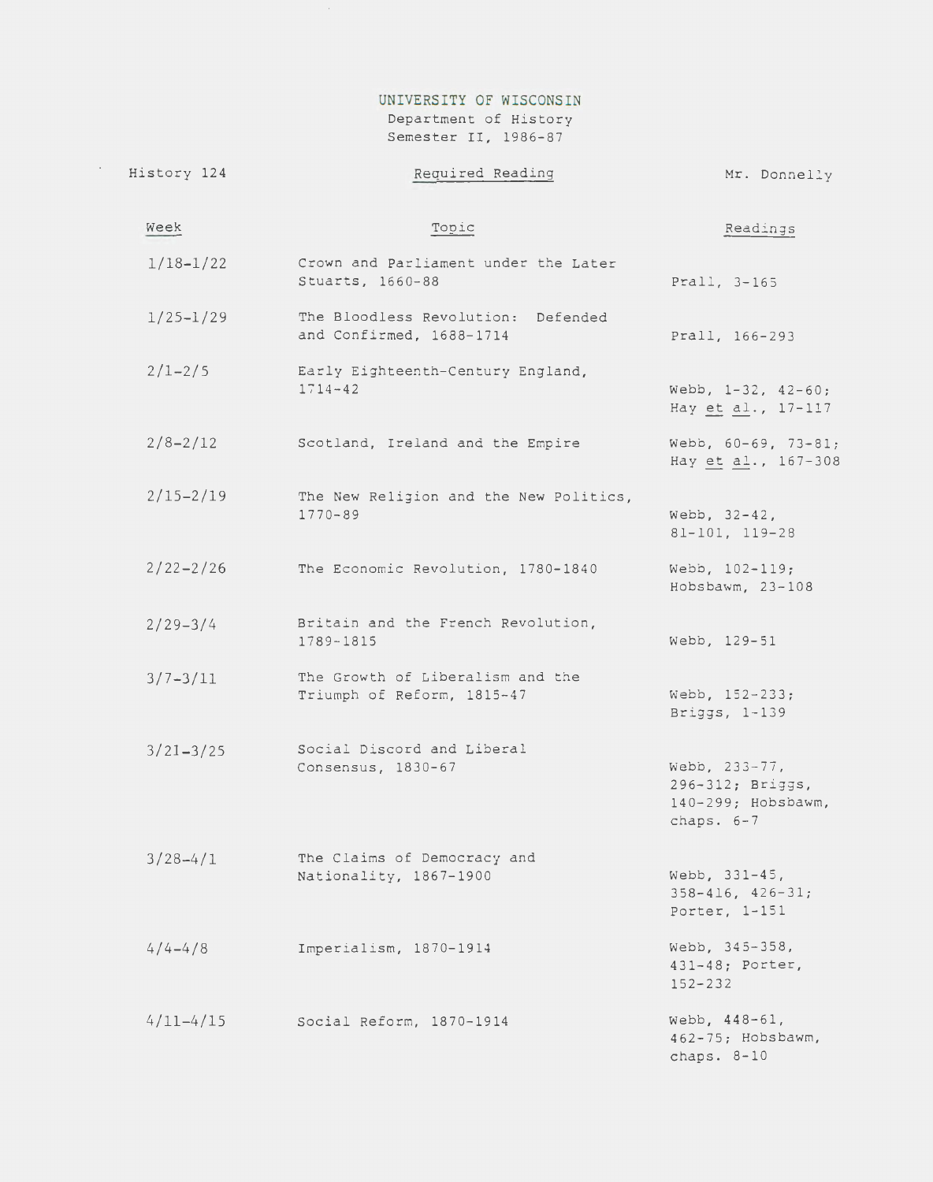UNIVERSITY OF WISCONSIN
Department of History
Semester II, 1986-87

History 124 — Required Reading — Mr. Donnelly

| Week | Topic | Readings |
|---|---|---|
| 1/18-1/22 | Crown and Parliament under the Later Stuarts, 1660-88 | Prall, 3-165 |
| 1/25-1/29 | The Bloodless Revolution: Defended and Confirmed, 1688-1714 | Prall, 166-293 |
| 2/1-2/5 | Early Eighteenth-Century England, 1714-42 | Webb, 1-32, 42-60; Hay *et al.*, 17-117 |
| 2/8-2/12 | Scotland, Ireland and the Empire | Webb, 60-69, 73-81; Hay *et al.*, 167-308 |
| 2/15-2/19 | The New Religion and the New Politics, 1770-89 | Webb, 32-42, 81-101, 119-28 |
| 2/22-2/26 | The Economic Revolution, 1780-1840 | Webb, 102-119; Hobsbawm, 23-108 |
| 2/29-3/4 | Britain and the French Revolution, 1789-1815 | Webb, 129-51 |
| 3/7-3/11 | The Growth of Liberalism and the Triumph of Reform, 1815-47 | Webb, 152-233; Briggs, 1-139 |
| 3/21-3/25 | Social Discord and Liberal Consensus, 1830-67 | Webb, 233-77, 296-312; Briggs, 140-299; Hobsbawm, chaps. 6-7 |
| 3/28-4/1 | The Claims of Democracy and Nationality, 1867-1900 | Webb, 331-45, 358-416, 426-31; Porter, 1-151 |
| 4/4-4/8 | Imperialism, 1870-1914 | Webb, 345-358, 431-48; Porter, 152-232 |
| 4/11-4/15 | Social Reform, 1870-1914 | Webb, 448-61, 462-75; Hobsbawm, chaps. 8-10 |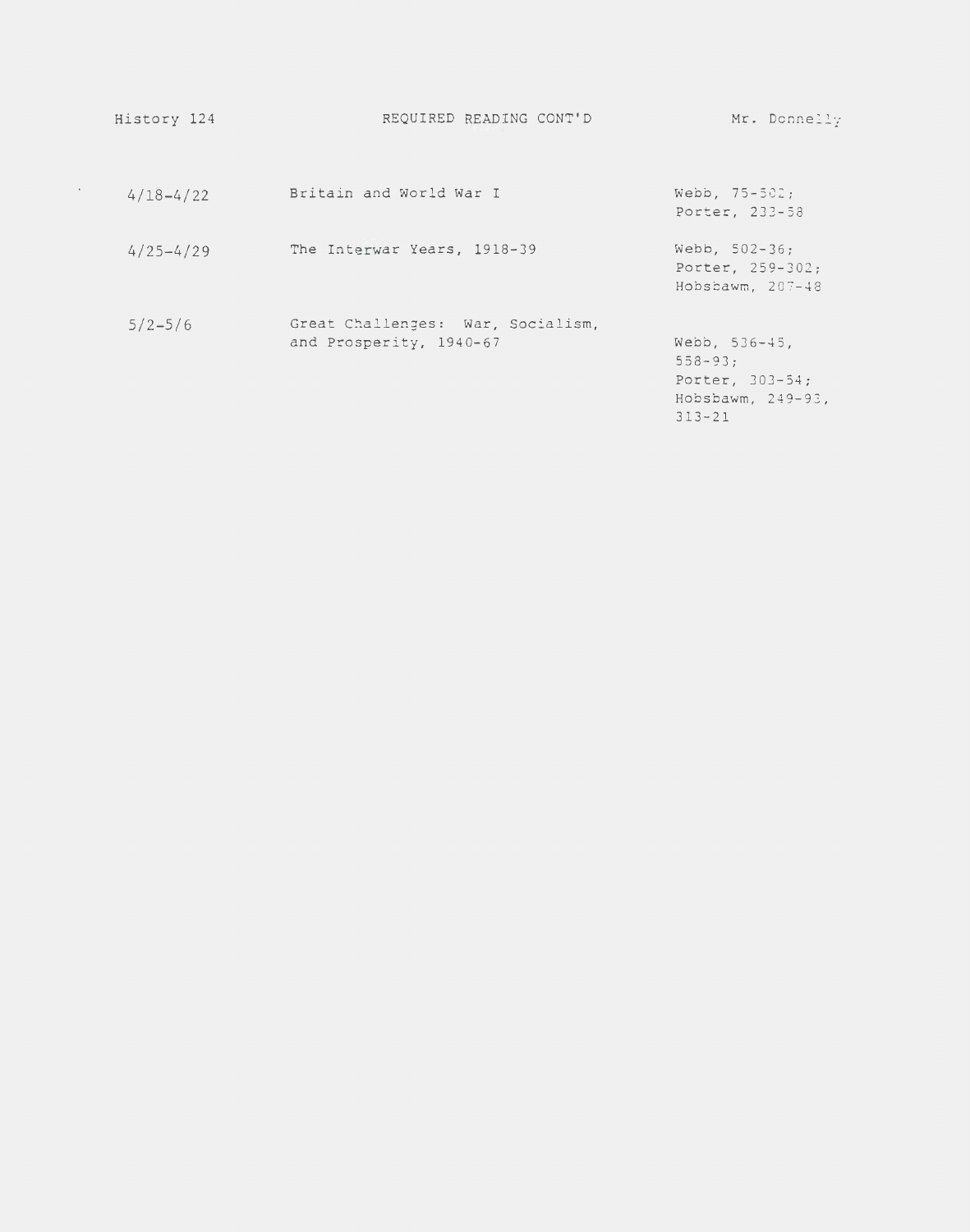History 124 — REQUIRED READING CONT'D — Mr. Donnelly

| | | |
|---|---|---|
| 4/18–4/22 | Britain and World War I | Webb, 75-502; Porter, 233-58 |
| 4/25–4/29 | The Interwar Years, 1918-39 | Webb, 502-36; Porter, 259-302; Hobsbawm, 207-48 |
| 5/2–5/6 | Great Challenges: War, Socialism, and Prosperity, 1940-67 | Webb, 536-45, 558-93; Porter, 303-54; Hobsbawm, 249-93, 313-21 |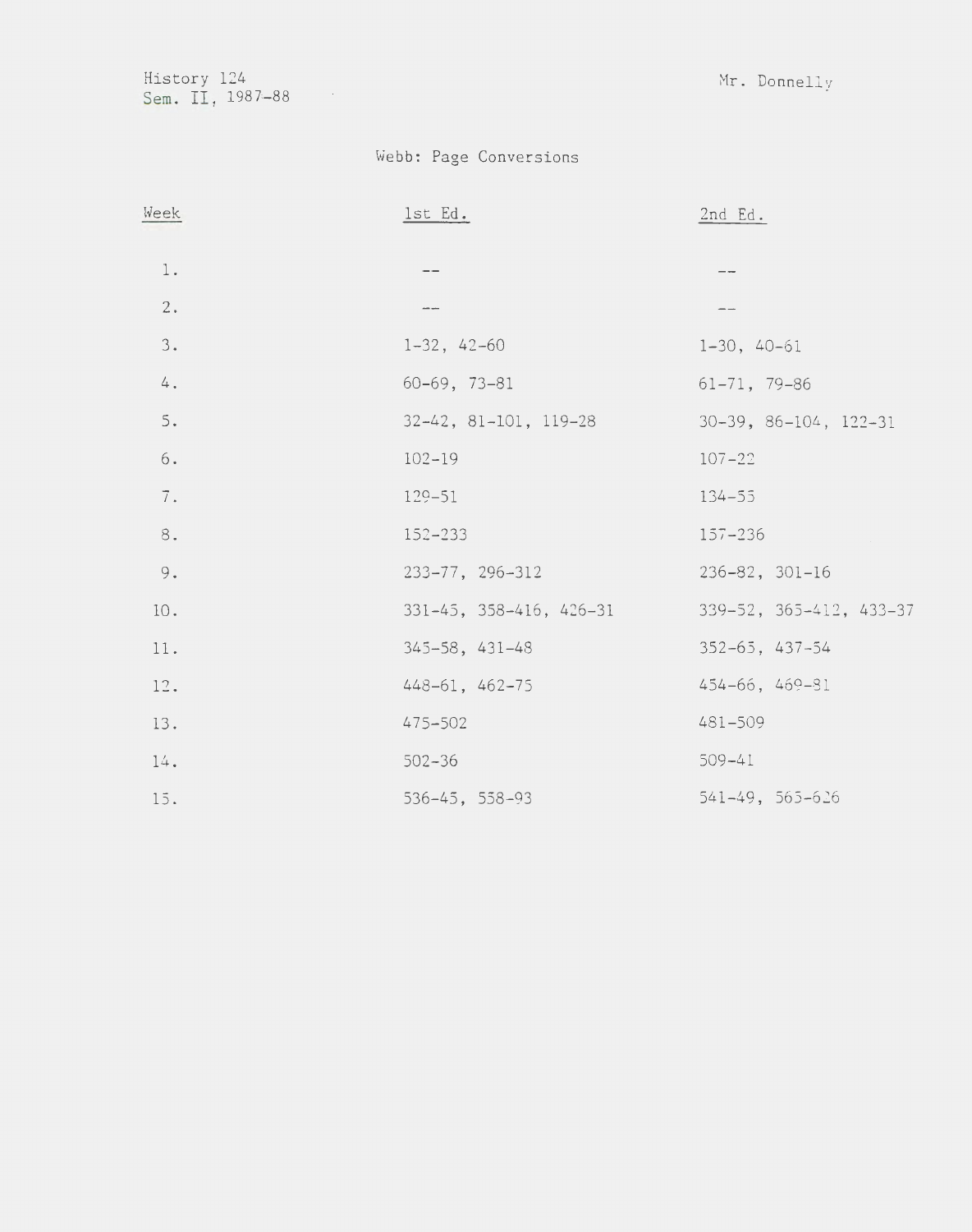History 124
Sem. II, 1987–88

Mr. Donnelly

Webb: Page Conversions

| Week | 1st Ed. | 2nd Ed. |
|---|---|---|
| 1. | -- | -- |
| 2. | -- | -- |
| 3. | 1-32, 42-60 | 1-30, 40-61 |
| 4. | 60-69, 73-81 | 61-71, 79-86 |
| 5. | 32-42, 81-101, 119-28 | 30-39, 86-104, 122-31 |
| 6. | 102-19 | 107-22 |
| 7. | 129-51 | 134-55 |
| 8. | 152-233 | 157-236 |
| 9. | 233-77, 296-312 | 236-82, 301-16 |
| 10. | 331-45, 358-416, 426-31 | 339-52, 365-412, 433-37 |
| 11. | 345-58, 431-48 | 352-65, 437-54 |
| 12. | 448-61, 462-75 | 454-66, 469-81 |
| 13. | 475-502 | 481-509 |
| 14. | 502-36 | 509-41 |
| 15. | 536-45, 558-93 | 541-49, 565-626 |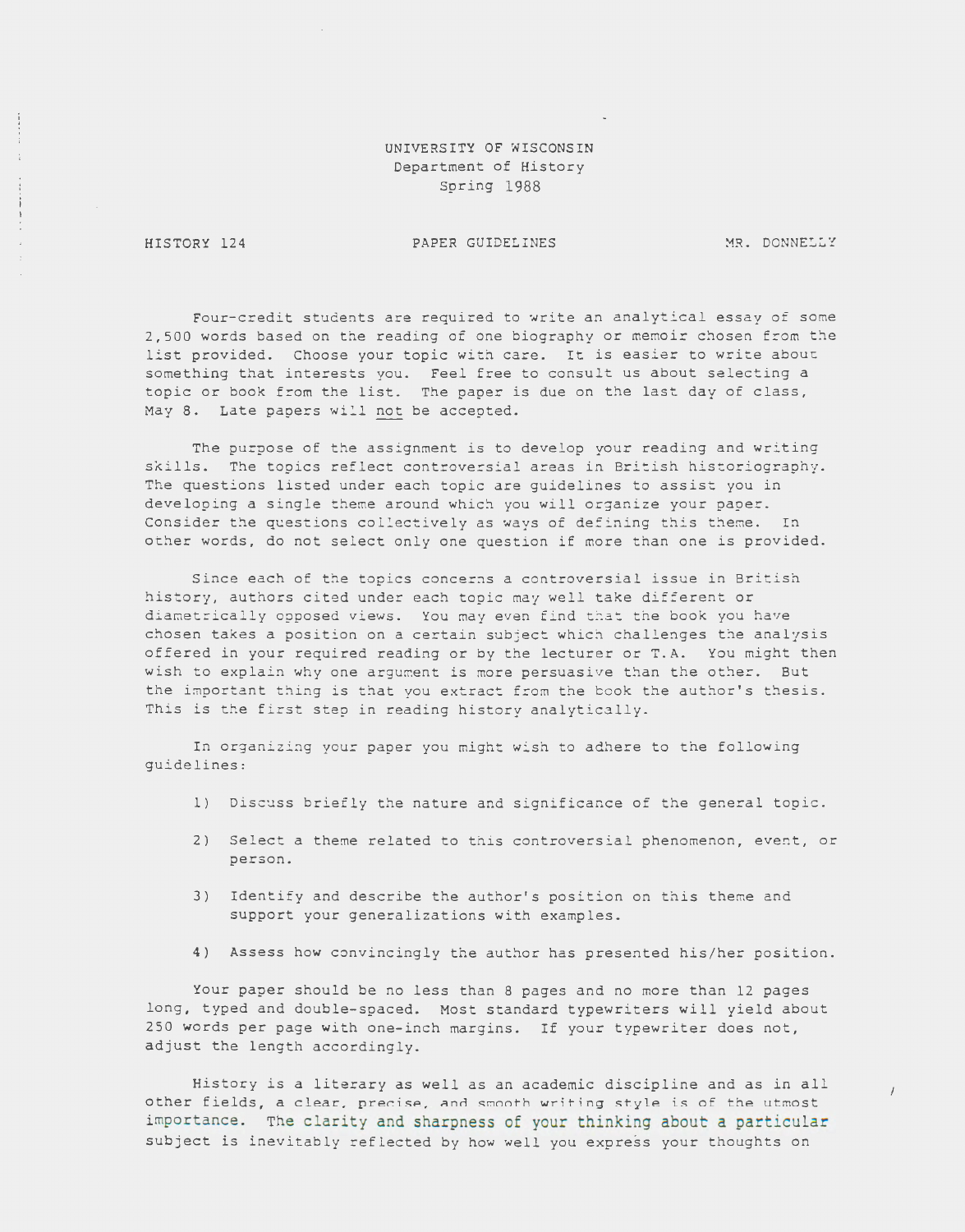UNIVERSITY OF WISCONSIN
Department of History
Spring 1988

HISTORY 124 PAPER GUIDELINES MR. DONNELLY

Four-credit students are required to write an analytical essay of some 2,500 words based on the reading of one biography or memoir chosen from the list provided. Choose your topic with care. It is easier to write about something that interests you. Feel free to consult us about selecting a topic or book from the list. The paper is due on the last day of class, May 8. Late papers will not be accepted.

The purpose of the assignment is to develop your reading and writing skills. The topics reflect controversial areas in British historiography. The questions listed under each topic are guidelines to assist you in developing a single theme around which you will organize your paper. Consider the questions collectively as ways of defining this theme. In other words, do not select only one question if more than one is provided.

Since each of the topics concerns a controversial issue in British history, authors cited under each topic may well take different or diametrically opposed views. You may even find that the book you have chosen takes a position on a certain subject which challenges the analysis offered in your required reading or by the lecturer or T.A. You might then wish to explain why one argument is more persuasive than the other. But the important thing is that you extract from the book the author's thesis. This is the first step in reading history analytically.

In organizing your paper you might wish to adhere to the following guidelines:

1) Discuss briefly the nature and significance of the general topic.

2) Select a theme related to this controversial phenomenon, event, or person.

3) Identify and describe the author's position on this theme and support your generalizations with examples.

4) Assess how convincingly the author has presented his/her position.

Your paper should be no less than 8 pages and no more than 12 pages long, typed and double-spaced. Most standard typewriters will yield about 250 words per page with one-inch margins. If your typewriter does not, adjust the length accordingly.

History is a literary as well as an academic discipline and as in all other fields, a clear, precise, and smooth writing style is of the utmost importance. The clarity and sharpness of your thinking about a particular subject is inevitably reflected by how well you express your thoughts on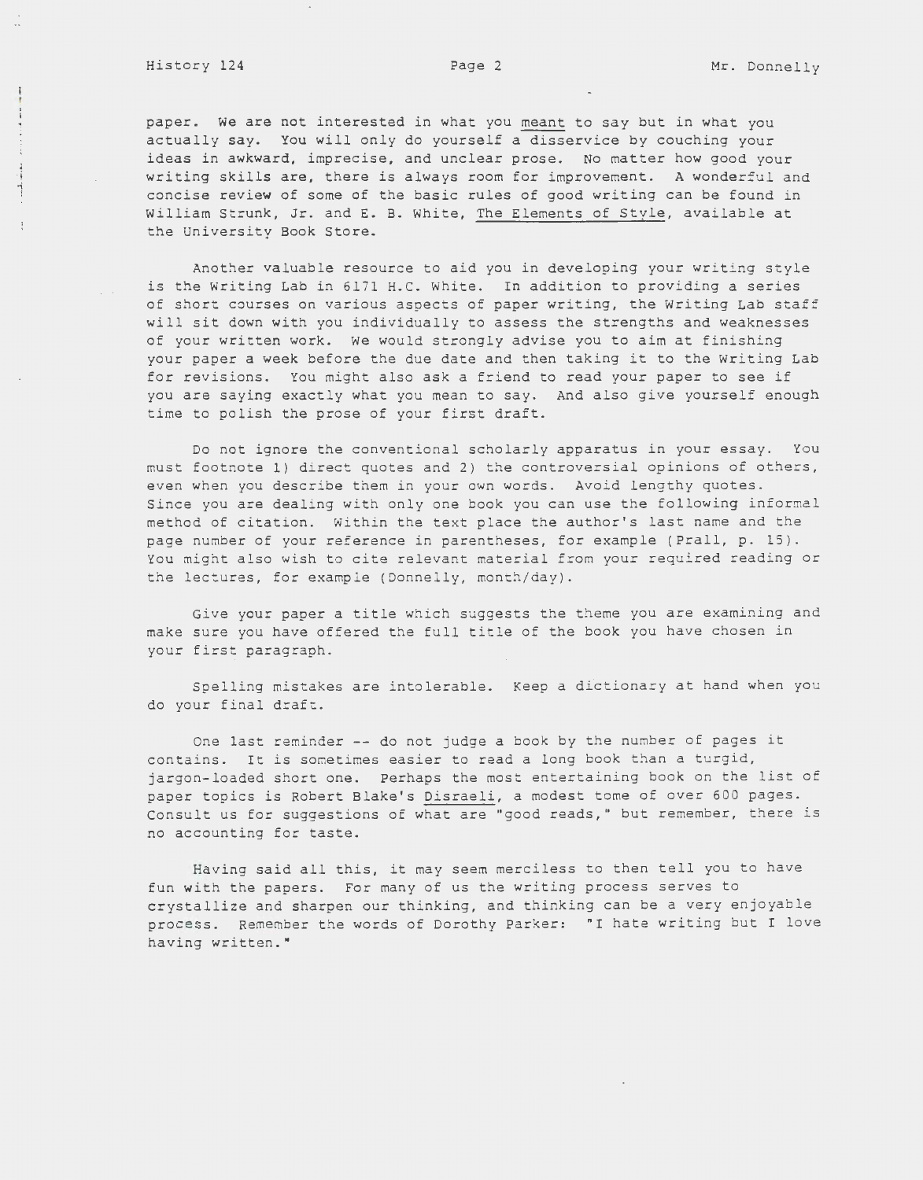paper. We are not interested in what you _meant_ to say but in what you actually say. You will only do yourself a disservice by couching your ideas in awkward, imprecise, and unclear prose. No matter how good your writing skills are, there is always room for improvement. A wonderful and concise review of some of the basic rules of good writing can be found in William Strunk, Jr. and E. B. White, _The Elements of Style_, available at the University Book Store.

Another valuable resource to aid you in developing your writing style is the Writing Lab in 6171 H.C. White. In addition to providing a series of short courses on various aspects of paper writing, the Writing Lab staff will sit down with you individually to assess the strengths and weaknesses of your written work. We would strongly advise you to aim at finishing your paper a week before the due date and then taking it to the Writing Lab for revisions. You might also ask a friend to read your paper to see if you are saying exactly what you mean to say. And also give yourself enough time to polish the prose of your first draft.

Do not ignore the conventional scholarly apparatus in your essay. You must footnote 1) direct quotes and 2) the controversial opinions of others, even when you describe them in your own words. Avoid lengthy quotes. Since you are dealing with only one book you can use the following informal method of citation. Within the text place the author's last name and the page number of your reference in parentheses, for example (Prall, p. 15). You might also wish to cite relevant material from your required reading or the lectures, for example (Donnelly, month/day).

Give your paper a title which suggests the theme you are examining and make sure you have offered the full title of the book you have chosen in your first paragraph.

Spelling mistakes are intolerable. Keep a dictionary at hand when you do your final draft.

One last reminder -- do not judge a book by the number of pages it contains. It is sometimes easier to read a long book than a turgid, jargon-loaded short one. Perhaps the most entertaining book on the list of paper topics is Robert Blake's _Disraeli_, a modest tome of over 600 pages. Consult us for suggestions of what are "good reads," but remember, there is no accounting for taste.

Having said all this, it may seem merciless to then tell you to have fun with the papers. For many of us the writing process serves to crystallize and sharpen our thinking, and thinking can be a very enjoyable process. Remember the words of Dorothy Parker: "I hate writing but I love having written."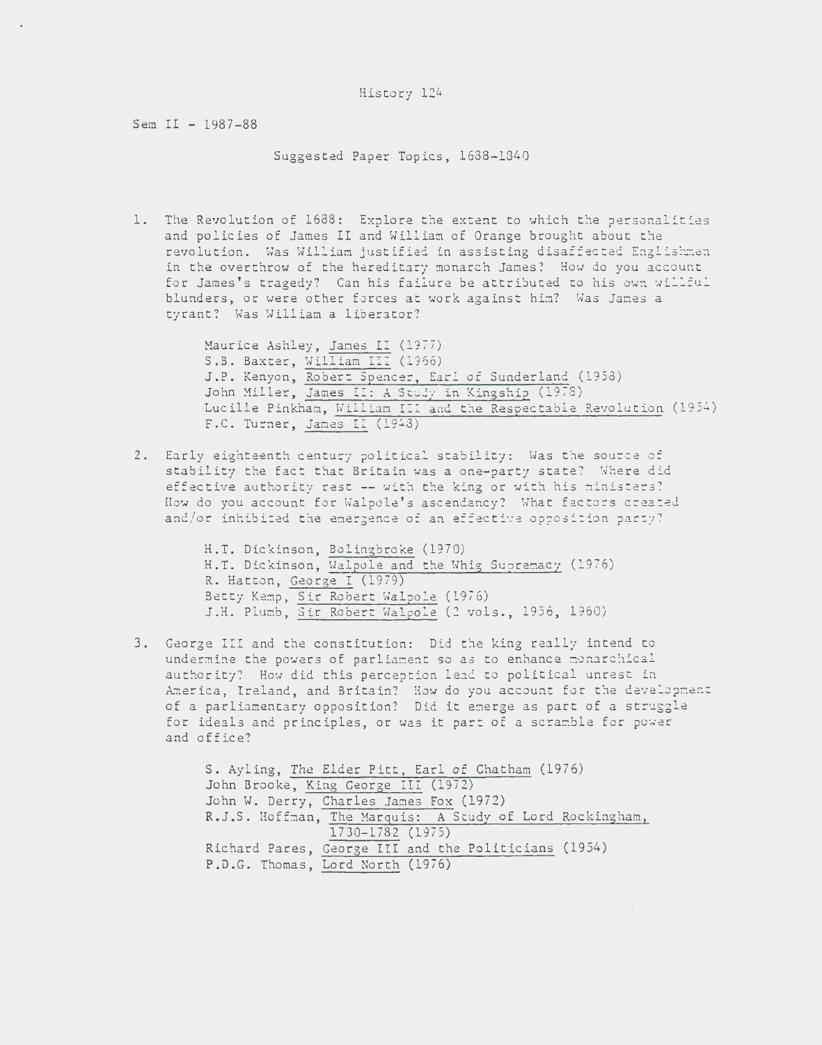History 124

Sem II - 1987-88

Suggested Paper Topics, 1688-1840

1. The Revolution of 1688: Explore the extent to which the personalities and policies of James II and William of Orange brought about the revolution. Was William justified in assisting disaffected Englishmen in the overthrow of the hereditary monarch James? How do you account for James's tragedy? Can his failure be attributed to his own willful blunders, or were other forces at work against him? Was James a tyrant? Was William a liberator?

   Maurice Ashley, James II (1977)
   S.B. Baxter, William III (1966)
   J.P. Kenyon, Robert Spencer, Earl of Sunderland (1958)
   John Miller, James II: A Study in Kingship (1978)
   Lucille Pinkham, William III and the Respectable Revolution (1954)
   F.C. Turner, James II (1948)

2. Early eighteenth century political stability: Was the source of stability the fact that Britain was a one-party state? Where did effective authority rest -- with the king or with his ministers? How do you account for Walpole's ascendancy? What factors created and/or inhibited the emergence of an effective opposition party?

   H.T. Dickinson, Bolingbroke (1970)
   H.T. Dickinson, Walpole and the Whig Supremacy (1976)
   R. Hatton, George I (1979)
   Betty Kemp, Sir Robert Walpole (1976)
   J.H. Plumb, Sir Robert Walpole (2 vols., 1956, 1960)

3. George III and the constitution: Did the king really intend to undermine the powers of parliament so as to enhance monarchical authority? How did this perception lead to political unrest in America, Ireland, and Britain? How do you account for the development of a parliamentary opposition? Did it emerge as part of a struggle for ideals and principles, or was it part of a scramble for power and office?

   S. Ayling, The Elder Pitt, Earl of Chatham (1976)
   John Brooke, King George III (1972)
   John W. Derry, Charles James Fox (1972)
   R.J.S. Hoffman, The Marquis: A Study of Lord Rockingham, 1730-1782 (1975)
   Richard Pares, George III and the Politicians (1954)
   P.D.G. Thomas, Lord North (1976)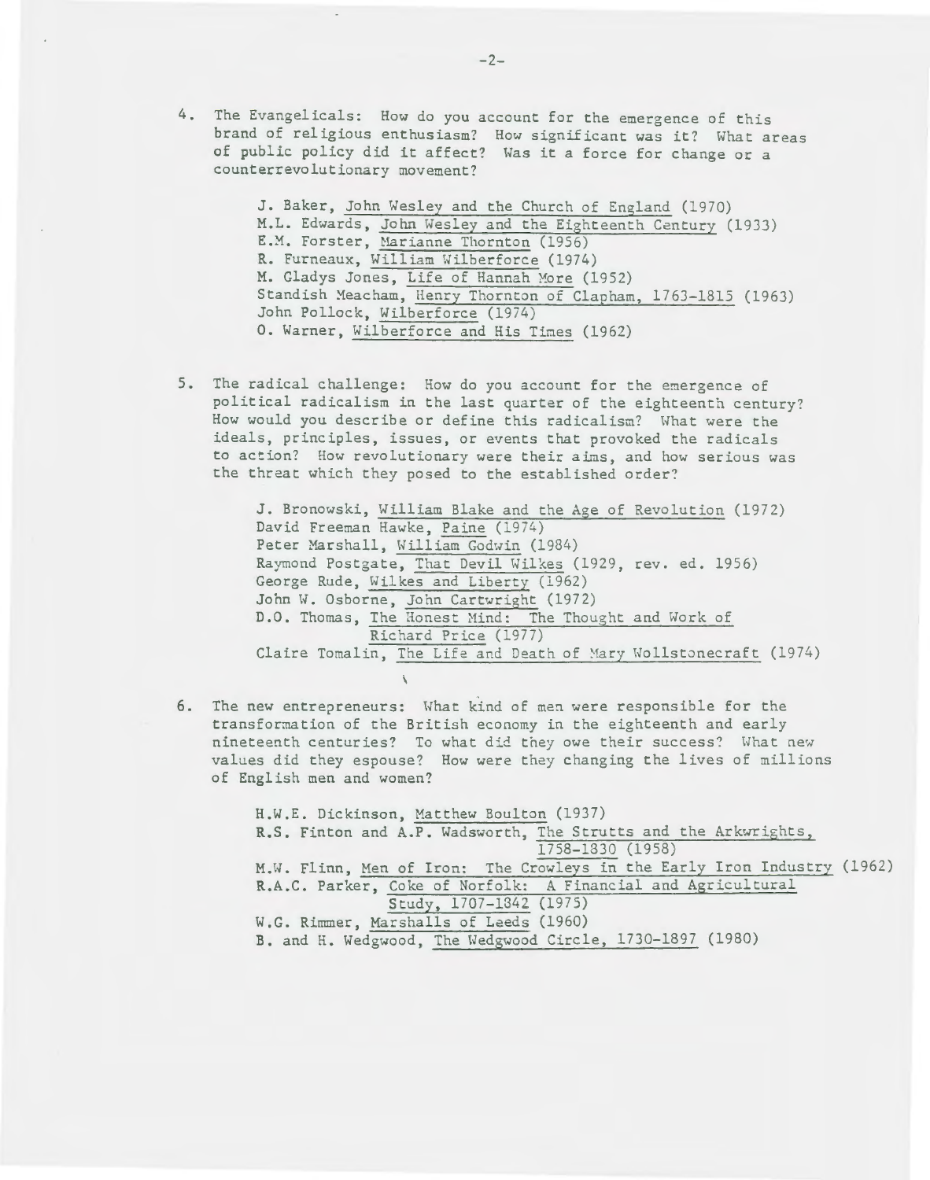4. The Evangelicals: How do you account for the emergence of this brand of religious enthusiasm? How significant was it? What areas of public policy did it affect? Was it a force for change or a counterrevolutionary movement?

   J. Baker, John Wesley and the Church of England (1970)
   M.L. Edwards, John Wesley and the Eighteenth Century (1933)
   E.M. Forster, Marianne Thornton (1956)
   R. Furneaux, William Wilberforce (1974)
   M. Gladys Jones, Life of Hannah More (1952)
   Standish Meacham, Henry Thornton of Clapham, 1763-1815 (1963)
   John Pollock, Wilberforce (1974)
   O. Warner, Wilberforce and His Times (1962)

5. The radical challenge: How do you account for the emergence of political radicalism in the last quarter of the eighteenth century? How would you describe or define this radicalism? What were the ideals, principles, issues, or events that provoked the radicals to action? How revolutionary were their aims, and how serious was the threat which they posed to the established order?

   J. Bronowski, William Blake and the Age of Revolution (1972)
   David Freeman Hawke, Paine (1974)
   Peter Marshall, William Godwin (1984)
   Raymond Postgate, That Devil Wilkes (1929, rev. ed. 1956)
   George Rude, Wilkes and Liberty (1962)
   John W. Osborne, John Cartwright (1972)
   D.O. Thomas, The Honest Mind: The Thought and Work of Richard Price (1977)
   Claire Tomalin, The Life and Death of Mary Wollstonecraft (1974)

6. The new entrepreneurs: What kind of men were responsible for the transformation of the British economy in the eighteenth and early nineteenth centuries? To what did they owe their success? What new values did they espouse? How were they changing the lives of millions of English men and women?

   H.W.E. Dickinson, Matthew Boulton (1937)
   R.S. Finton and A.P. Wadsworth, The Strutts and the Arkwrights, 1758-1830 (1958)
   M.W. Flinn, Men of Iron: The Crowleys in the Early Iron Industry (1962)
   R.A.C. Parker, Coke of Norfolk: A Financial and Agricultural Study, 1707-1842 (1975)
   W.G. Rimmer, Marshalls of Leeds (1960)
   B. and H. Wedgwood, The Wedgwood Circle, 1730-1897 (1980)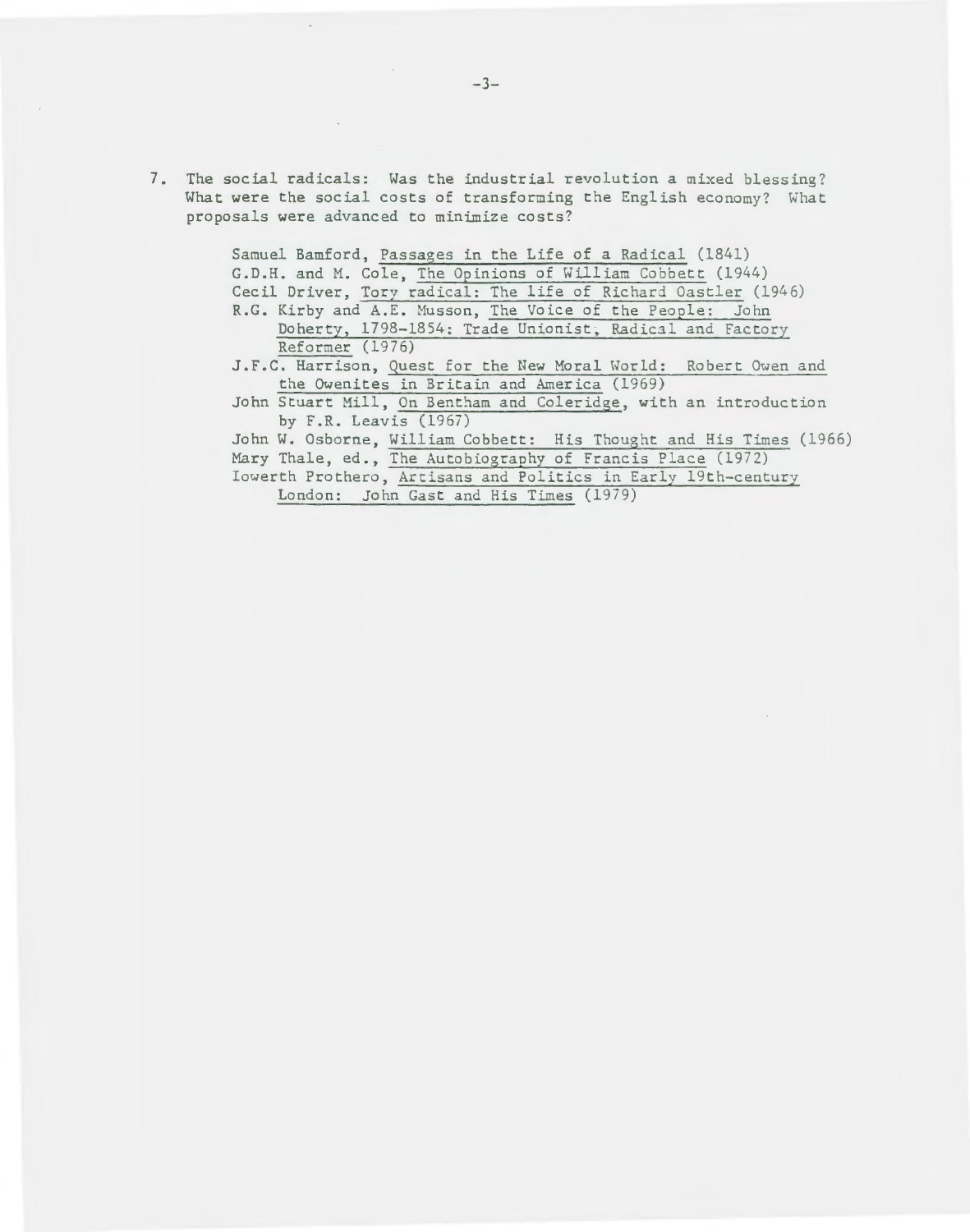7. The social radicals: Was the industrial revolution a mixed blessing? What were the social costs of transforming the English economy? What proposals were advanced to minimize costs?

   Samuel Bamford, Passages in the Life of a Radical (1841)
   G.D.H. and M. Cole, The Opinions of William Cobbett (1944)
   Cecil Driver, Tory radical: The life of Richard Oastler (1946)
   R.G. Kirby and A.E. Musson, The Voice of the People: John Doherty, 1798-1854: Trade Unionist, Radical and Factory Reformer (1976)
   J.F.C. Harrison, Quest for the New Moral World: Robert Owen and the Owenites in Britain and America (1969)
   John Stuart Mill, On Bentham and Coleridge, with an introduction by F.R. Leavis (1967)
   John W. Osborne, William Cobbett: His Thought and His Times (1966)
   Mary Thale, ed., The Autobiography of Francis Place (1972)
   Iowerth Prothero, Artisans and Politics in Early 19th-century London: John Gast and His Times (1979)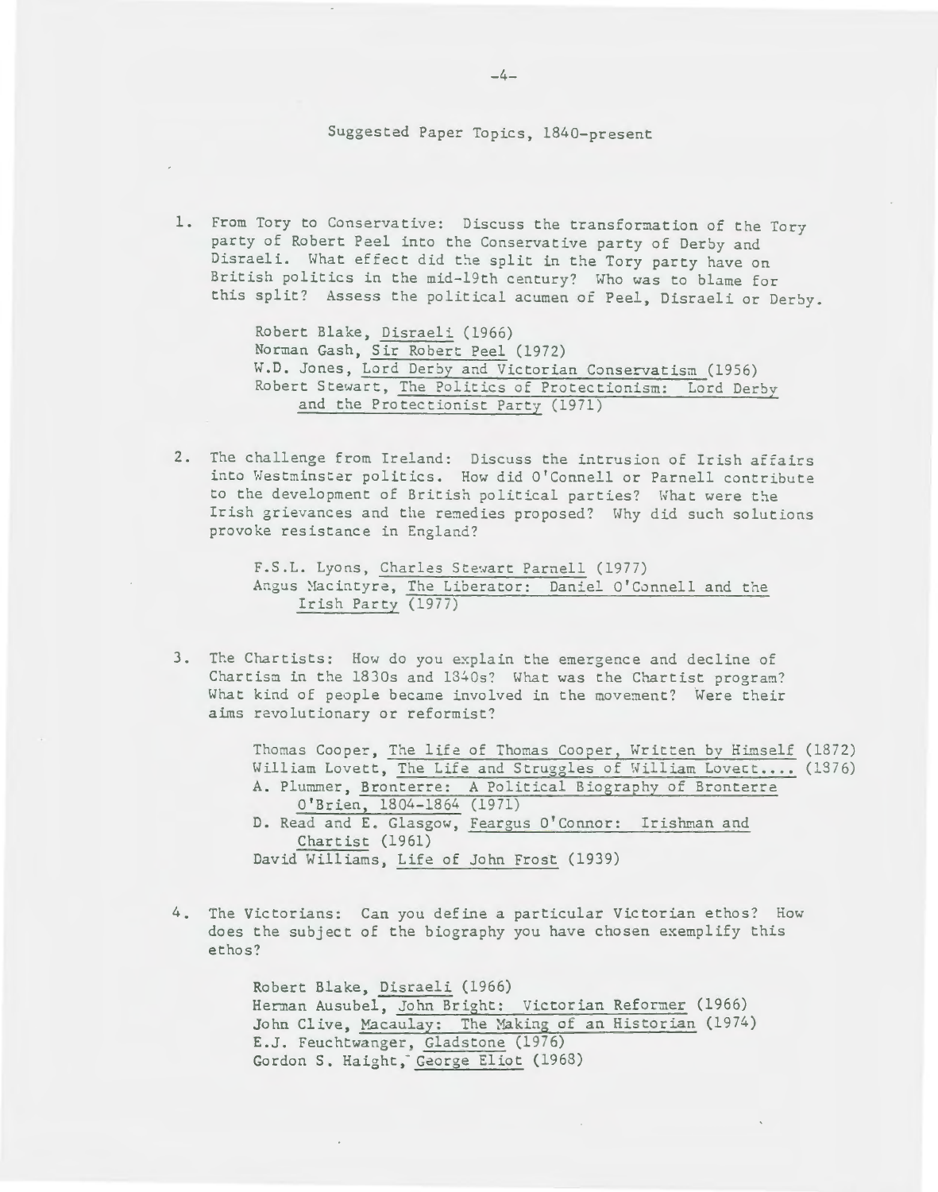## Suggested Paper Topics, 1840-present

1. From Tory to Conservative: Discuss the transformation of the Tory party of Robert Peel into the Conservative party of Derby and Disraeli. What effect did the split in the Tory party have on British politics in the mid-19th century? Who was to blame for this split? Assess the political acumen of Peel, Disraeli or Derby.

   Robert Blake, *Disraeli* (1966)
   Norman Gash, *Sir Robert Peel* (1972)
   W.D. Jones, *Lord Derby and Victorian Conservatism* (1956)
   Robert Stewart, *The Politics of Protectionism: Lord Derby and the Protectionist Party* (1971)

2. The challenge from Ireland: Discuss the intrusion of Irish affairs into Westminster politics. How did O'Connell or Parnell contribute to the development of British political parties? What were the Irish grievances and the remedies proposed? Why did such solutions provoke resistance in England?

   F.S.L. Lyons, *Charles Stewart Parnell* (1977)
   Angus Macintyre, *The Liberator: Daniel O'Connell and the Irish Party* (1977)

3. The Chartists: How do you explain the emergence and decline of Chartism in the 1830s and 1840s? What was the Chartist program? What kind of people became involved in the movement? Were their aims revolutionary or reformist?

   Thomas Cooper, *The life of Thomas Cooper, Written by Himself* (1872)
   William Lovett, *The Life and Struggles of William Lovett....* (1876)
   A. Plummer, *Bronterre: A Political Biography of Bronterre O'Brien, 1804-1864* (1971)
   D. Read and E. Glasgow, *Feargus O'Connor: Irishman and Chartist* (1961)
   David Williams, *Life of John Frost* (1939)

4. The Victorians: Can you define a particular Victorian ethos? How does the subject of the biography you have chosen exemplify this ethos?

   Robert Blake, *Disraeli* (1966)
   Herman Ausubel, *John Bright: Victorian Reformer* (1966)
   John Clive, *Macaulay: The Making of an Historian* (1974)
   E.J. Feuchtwanger, *Gladstone* (1976)
   Gordon S. Haight, *George Eliot* (1968)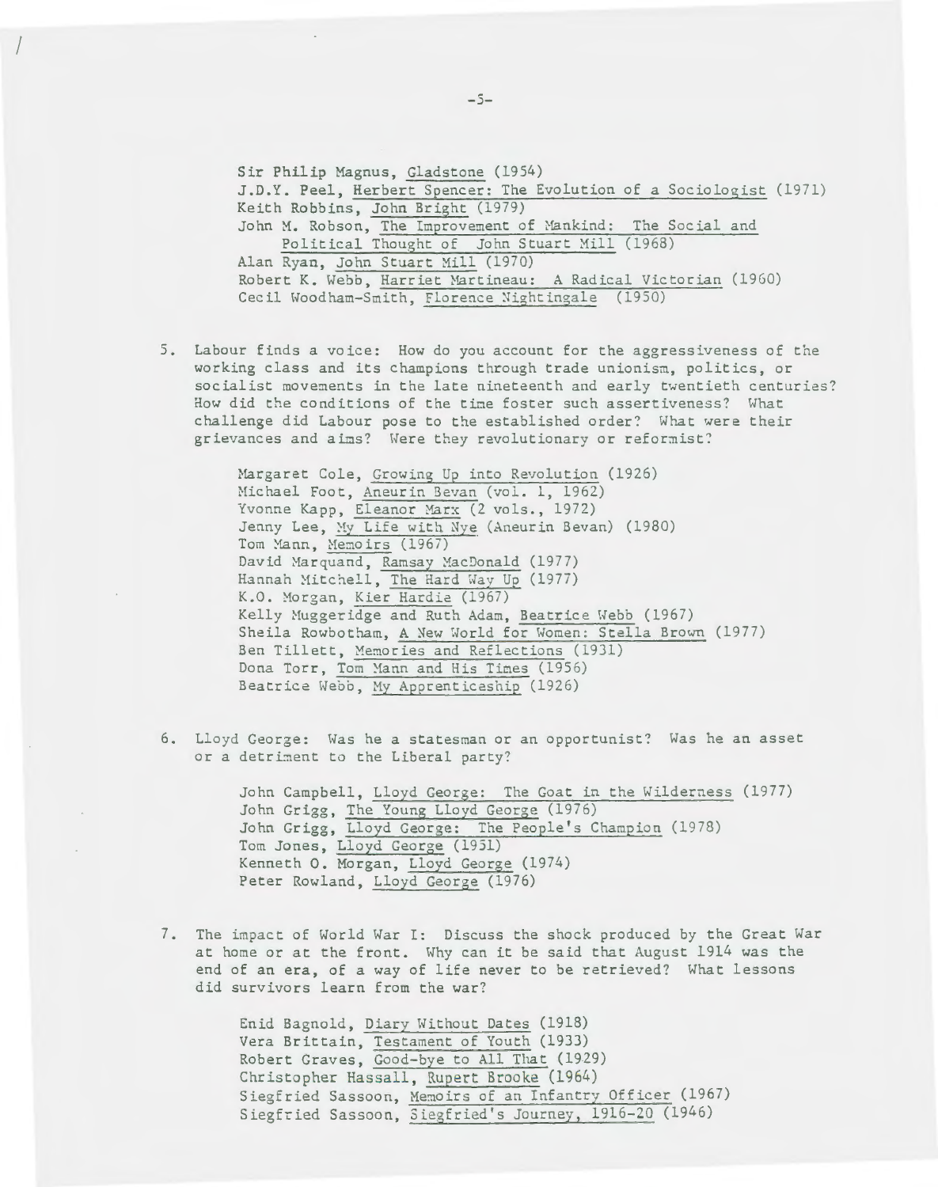Sir Philip Magnus, Gladstone (1954)
J.D.Y. Peel, Herbert Spencer: The Evolution of a Sociologist (1971)
Keith Robbins, John Bright (1979)
John M. Robson, The Improvement of Mankind: The Social and Political Thought of John Stuart Mill (1968)
Alan Ryan, John Stuart Mill (1970)
Robert K. Webb, Harriet Martineau: A Radical Victorian (1960)
Cecil Woodham-Smith, Florence Nightingale (1950)

5. Labour finds a voice: How do you account for the aggressiveness of the working class and its champions through trade unionism, politics, or socialist movements in the late nineteenth and early twentieth centuries? How did the conditions of the time foster such assertiveness? What challenge did Labour pose to the established order? What were their grievances and aims? Were they revolutionary or reformist?

    Margaret Cole, Growing Up into Revolution (1926)
    Michael Foot, Aneurin Bevan (vol. 1, 1962)
    Yvonne Kapp, Eleanor Marx (2 vols., 1972)
    Jenny Lee, My Life with Nye (Aneurin Bevan) (1980)
    Tom Mann, Memoirs (1967)
    David Marquand, Ramsay MacDonald (1977)
    Hannah Mitchell, The Hard Way Up (1977)
    K.O. Morgan, Kier Hardie (1967)
    Kelly Muggeridge and Ruth Adam, Beatrice Webb (1967)
    Sheila Rowbotham, A New World for Women: Stella Brown (1977)
    Ben Tillett, Memories and Reflections (1931)
    Dona Torr, Tom Mann and His Times (1956)
    Beatrice Webb, My Apprenticeship (1926)

6. Lloyd George: Was he a statesman or an opportunist? Was he an asset or a detriment to the Liberal party?

    John Campbell, Lloyd George: The Goat in the Wilderness (1977)
    John Grigg, The Young Lloyd George (1976)
    John Grigg, Lloyd George: The People's Champion (1978)
    Tom Jones, Lloyd George (1951)
    Kenneth O. Morgan, Lloyd George (1974)
    Peter Rowland, Lloyd George (1976)

7. The impact of World War I: Discuss the shock produced by the Great War at home or at the front. Why can it be said that August 1914 was the end of an era, of a way of life never to be retrieved? What lessons did survivors learn from the war?

    Enid Bagnold, Diary Without Dates (1918)
    Vera Brittain, Testament of Youth (1933)
    Robert Graves, Good-bye to All That (1929)
    Christopher Hassall, Rupert Brooke (1964)
    Siegfried Sassoon, Memoirs of an Infantry Officer (1967)
    Siegfried Sassoon, Siegfried's Journey, 1916-20 (1946)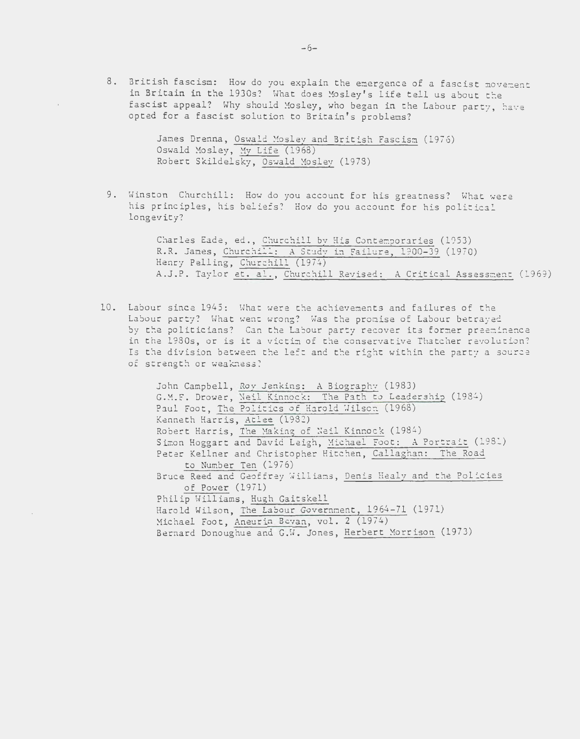8. British fascism: How do you explain the emergence of a fascist movement in Britain in the 1930s? What does Mosley's life tell us about the fascist appeal? Why should Mosley, who began in the Labour party, have opted for a fascist solution to Britain's problems?

   James Drenna, Oswald Mosley and British Fascism (1976)
   Oswald Mosley, My Life (1968)
   Robert Skildelsky, Oswald Mosley (1978)

9. Winston Churchill: How do you account for his greatness? What were his principles, his beliefs? How do you account for his political longevity?

   Charles Eade, ed., Churchill by His Contemporaries (1953)
   R.R. James, Churchill: A Study in Failure, 1900-39 (1970)
   Henry Pelling, Churchill (1974)
   A.J.P. Taylor et. al., Churchill Revised: A Critical Assessment (1969)

10. Labour since 1945: What were the achievements and failures of the Labour party? What went wrong? Was the promise of Labour betrayed by the politicians? Can the Labour party recover its former preeminence in the 1980s, or is it a victim of the conservative Thatcher revolution? Is the division between the left and the right within the party a source of strength or weakness?

    John Campbell, Roy Jenkins: A Biography (1983)
    G.M.F. Drower, Neil Kinnock: The Path to Leadership (1984)
    Paul Foot, The Politics of Harold Wilson (1968)
    Kenneth Harris, Atlee (1982)
    Robert Harris, The Making of Neil Kinnock (1984)
    Simon Hoggart and David Leigh, Michael Foot: A Portrait (1981)
    Peter Kellner and Christopher Hitchen, Callaghan: The Road to Number Ten (1976)
    Bruce Reed and Geoffrey Williams, Denis Healy and the Policies of Power (1971)
    Philip Williams, Hugh Gaitskell
    Harold Wilson, The Labour Government, 1964-71 (1971)
    Michael Foot, Aneurin Bevan, vol. 2 (1974)
    Bernard Donoughue and G.W. Jones, Herbert Morrison (1973)